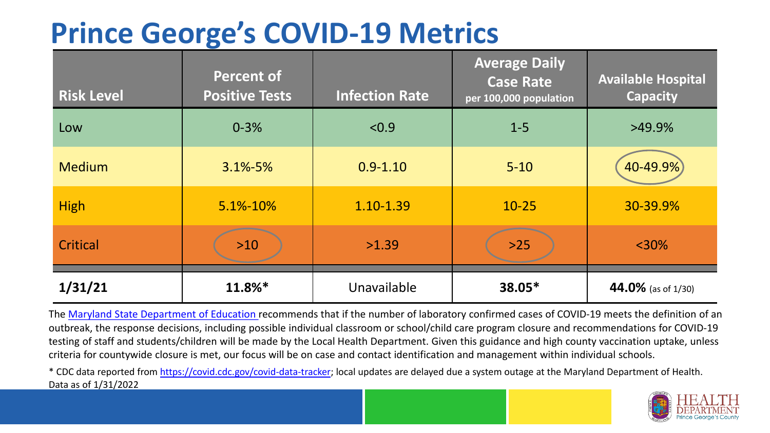# Prince George's COVID-19 Metrics

| Risk Level | Percent of Positive Tests | Infection Rate | Average Daily Case Rate per 100,000 population | Available Hospital Capacity |
|---|---|---|---|---|
| Low | 0-3% | <0.9 | 1-5 | >49.9% |
| Medium | 3.1%-5% | 0.9-1.10 | 5-10 | 40-49.9% |
| High | 5.1%-10% | 1.10-1.39 | 10-25 | 30-39.9% |
| Critical | >10 | >1.39 | >25 | <30% |
| **1/31/21** | **11.8%*** | Unavailable | **38.05*** | **44.0%** (as of 1/30) |

The Maryland State Department of Education recommends that if the number of laboratory confirmed cases of COVID-19 meets the definition of an outbreak, the response decisions, including possible individual classroom or school/child care program closure and recommendations for COVID-19 testing of staff and students/children will be made by the Local Health Department. Given this guidance and high county vaccination uptake, unless criteria for countywide closure is met, our focus will be on case and contact identification and management within individual schools.

* CDC data reported from https://covid.cdc.gov/covid-data-tracker; local updates are delayed due a system outage at the Maryland Department of Health. Data as of 1/31/2022

HEALTH DEPARTMENT Prince George's County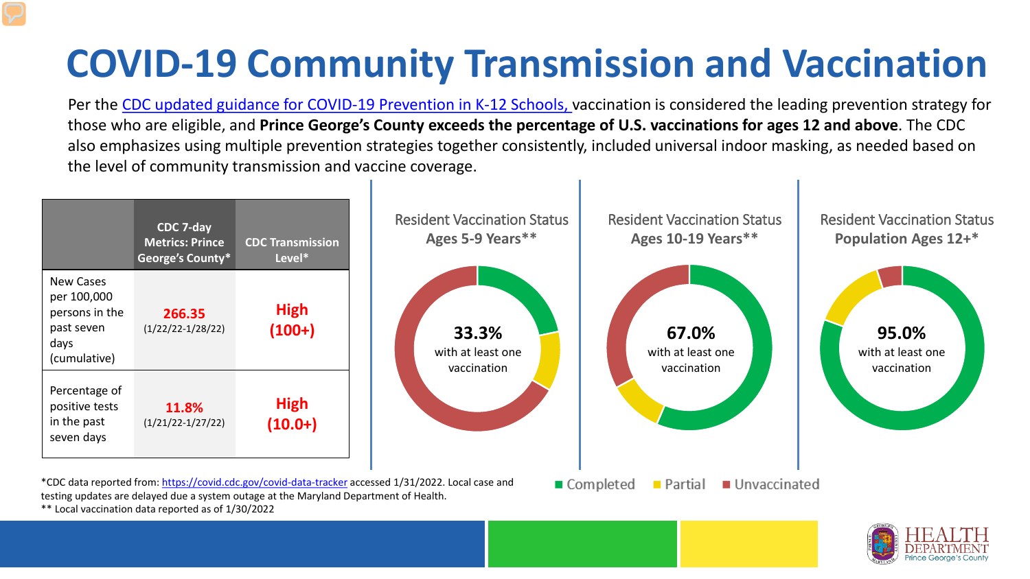# COVID-19 Community Transmission and Vaccination

Per the CDC updated guidance for COVID-19 Prevention in K-12 Schools, vaccination is considered the leading prevention strategy for those who are eligible, and **Prince George's County exceeds the percentage of U.S. vaccinations for ages 12 and above**. The CDC also emphasizes using multiple prevention strategies together consistently, included universal indoor masking, as needed based on the level of community transmission and vaccine coverage.

| | CDC 7-day Metrics: Prince George's County* | CDC Transmission Level* |
|---|---|---|
| New Cases per 100,000 persons in the past seven days (cumulative) | **266.35** (1/22/22-1/28/22) | **High (100+)** |
| Percentage of positive tests in the past seven days | **11.8%** (1/21/22-1/27/22) | **High (10.0+)** |

**Resident Vaccination Status Ages 5-9 Years****

**33.3%** with at least one vaccination

**Resident Vaccination Status Ages 10-19 Years****

**67.0%** with at least one vaccination

**Resident Vaccination Status Population Ages 12+***

**95.0%** with at least one vaccination

■ Completed ■ Partial ■ Unvaccinated

*CDC data reported from: https://covid.cdc.gov/covid-data-tracker accessed 1/31/2022. Local case and testing updates are delayed due a system outage at the Maryland Department of Health.

** Local vaccination data reported as of 1/30/2022

HEALTH DEPARTMENT Prince George's County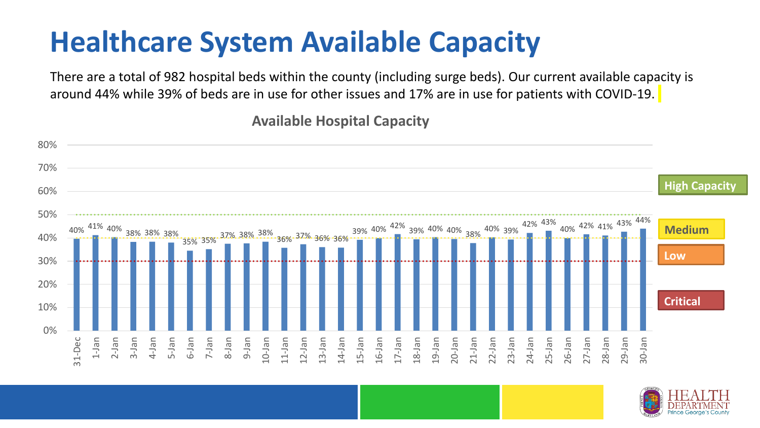# Healthcare System Available Capacity

There are a total of 982 hospital beds within the county (including surge beds). Our current available capacity is around 44% while 39% of beds are in use for other issues and 17% are in use for patients with COVID-19.

**Available Hospital Capacity**

80%
70%
60%
50%
40%
30%
20%
10%
0%

40% 41% 40% 38% 38% 38% 35% 35% 37% 38% 38% 36% 37% 36% 36% 39% 40% 42% 39% 40% 40% 38% 40% 39% 42% 43% 40% 42% 41% 43% 44%

31-Dec 1-Jan 2-Jan 3-Jan 4-Jan 5-Jan 6-Jan 7-Jan 8-Jan 9-Jan 10-Jan 11-Jan 12-Jan 13-Jan 14-Jan 15-Jan 16-Jan 17-Jan 18-Jan 19-Jan 20-Jan 21-Jan 22-Jan 23-Jan 24-Jan 25-Jan 26-Jan 27-Jan 28-Jan 29-Jan 30-Jan

High Capacity
Medium
Low
Critical